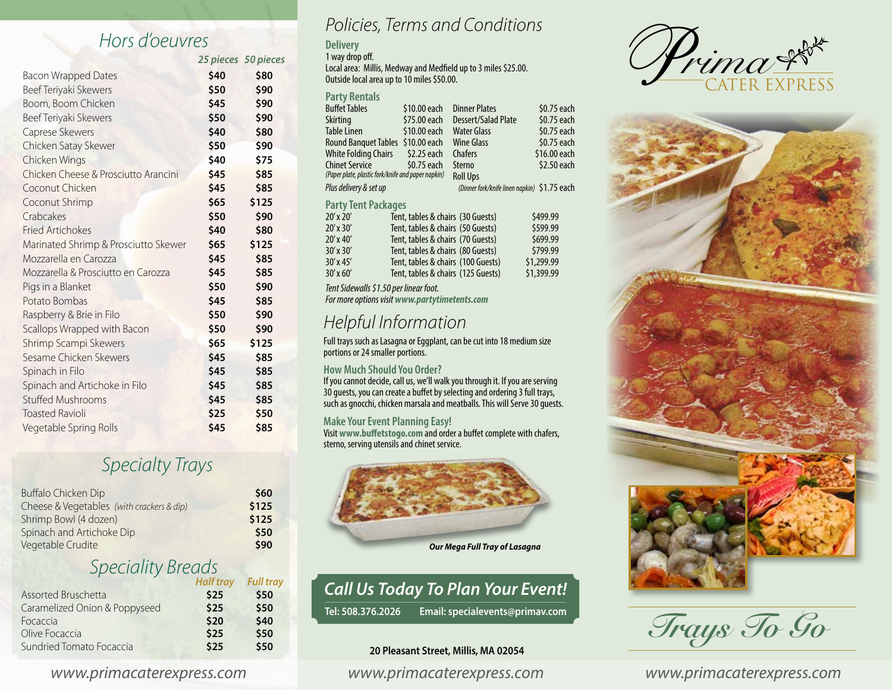## Hors d'oeuvres

| | 25 pieces | 50 pieces |
|---|---|---|
| Bacon Wrapped Dates | $40 | $80 |
| Beef Teriyaki Skewers | $50 | $90 |
| Boom, Boom Chicken | $45 | $90 |
| Beef Teriyaki Skewers | $50 | $90 |
| Caprese Skewers | $40 | $80 |
| Chicken Satay Skewer | $50 | $90 |
| Chicken Wings | $40 | $75 |
| Chicken Cheese & Prosciutto Arancini | $45 | $85 |
| Coconut Chicken | $45 | $85 |
| Coconut Shrimp | $65 | $125 |
| Crabcakes | $50 | $90 |
| Fried Artichokes | $40 | $80 |
| Marinated Shrimp & Prosciutto Skewer | $65 | $125 |
| Mozzarella en Carozza | $45 | $85 |
| Mozzarella & Prosciutto en Carozza | $45 | $85 |
| Pigs in a Blanket | $50 | $90 |
| Potato Bombas | $45 | $85 |
| Raspberry & Brie in Filo | $50 | $90 |
| Scallops Wrapped with Bacon | $50 | $90 |
| Shrimp Scampi Skewers | $65 | $125 |
| Sesame Chicken Skewers | $45 | $85 |
| Spinach in Filo | $45 | $85 |
| Spinach and Artichoke in Filo | $45 | $85 |
| Stuffed Mushrooms | $45 | $85 |
| Toasted Ravioli | $25 | $50 |
| Vegetable Spring Rolls | $45 | $85 |

## Specialty Trays

| | |
|---|---|
| Buffalo Chicken Dip | $60 |
| Cheese & Vegetables *(with crackers & dip)* | $125 |
| Shrimp Bowl (4 dozen) | $125 |
| Spinach and Artichoke Dip | $50 |
| Vegetable Crudite | $90 |

## Speciality Breads

| | Half tray | Full tray |
|---|---|---|
| Assorted Bruschetta | $25 | $50 |
| Caramelized Onion & Poppyseed | $25 | $50 |
| Focaccia | $20 | $40 |
| Olive Focaccia | $25 | $50 |
| Sundried Tomato Focaccia | $25 | $50 |

www.primacaterexpress.com

## Policies, Terms and Conditions

### Delivery

1 way drop off.
Local area: Millis, Medway and Medfield up to 3 miles $25.00.
Outside local area up to 10 miles $50.00.

### Party Rentals

| | | | |
|---|---|---|---|
| Buffet Tables | $10.00 each | Dinner Plates | $0.75 each |
| Skirting | $75.00 each | Dessert/Salad Plate | $0.75 each |
| Table Linen | $10.00 each | Water Glass | $0.75 each |
| Round Banquet Tables | $10.00 each | Wine Glass | $0.75 each |
| White Folding Chairs | $2.25 each | Chafers | $16.00 each |
| Chinet Service *(Paper plate, plastic fork/knife and paper napkin)* | $0.75 each | Sterno | $2.50 each |
| *Plus delivery & set up* | | Roll Ups *(Dinner fork/knife linen napkin)* | $1.75 each |

### Party Tent Packages

| | | |
|---|---|---|
| 20' x 20' | Tent, tables & chairs (30 Guests) | $499.99 |
| 20' x 30' | Tent, tables & chairs (50 Guests) | $599.99 |
| 20' x 40' | Tent, tables & chairs (70 Guests) | $699.99 |
| 30' x 30' | Tent, tables & chairs (80 Guests) | $799.99 |
| 30' x 45' | Tent, tables & chairs (100 Guests) | $1,299.99 |
| 30' x 60' | Tent, tables & chairs (125 Guests) | $1,399.99 |

*Tent Sidewalls $1.50 per linear foot.*
*For more options visit **www.partytimetents.com***

## Helpful Information

Full trays such as Lasagna or Eggplant, can be cut into 18 medium size portions or 24 smaller portions.

### How Much Should You Order?

If you cannot decide, call us, we'll walk you through it. If you are serving 30 guests, you can create a buffet by selecting and ordering 3 full trays, such as gnocchi, chicken marsala and meatballs. This will Serve 30 guests.

### Make Your Event Planning Easy!

Visit **www.buffetstogo.com** and order a buffet complete with chafers, sterno, serving utensils and chinet service.

***Our Mega Full Tray of Lasagna***

## Call Us Today To Plan Your Event!

**Tel: 508.376.2026** **Email: specialevents@primav.com**

**20 Pleasant Street, Millis, MA 02054**

www.primacaterexpress.com

# Prima CATER EXPRESS

## Trays To Go

www.primacaterexpress.com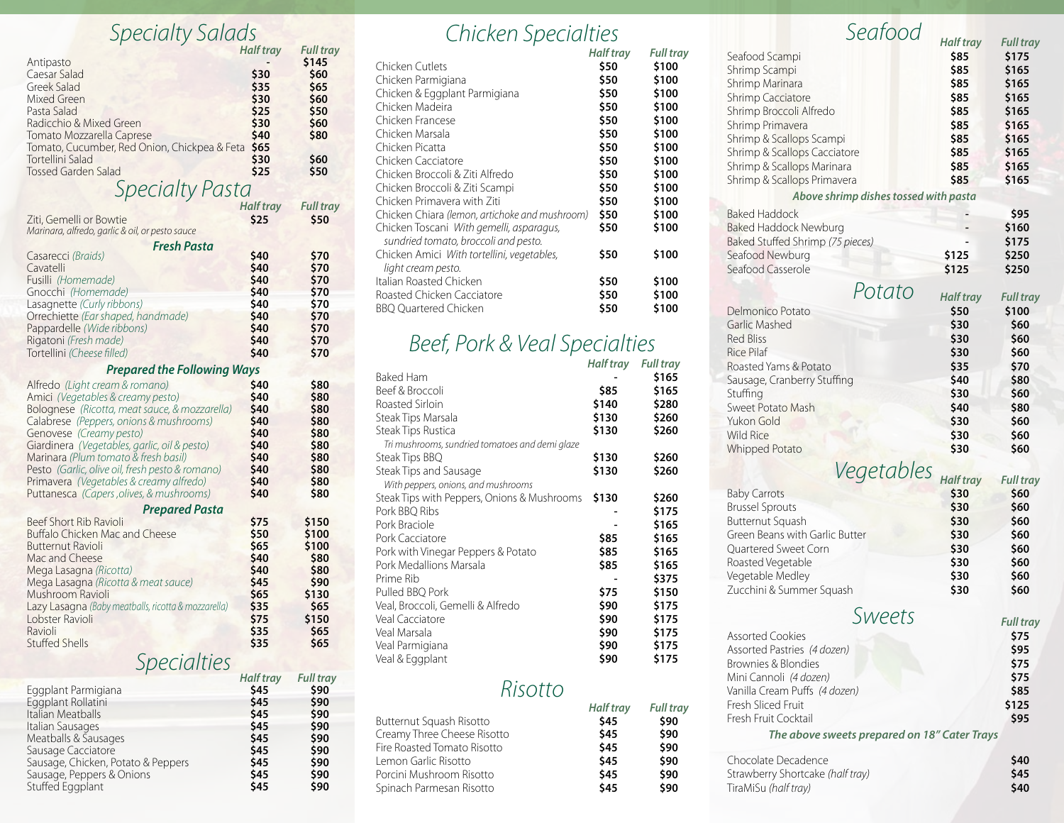## Specialty Salads

| | Half tray | Full tray |
|---|---|---|
| Antipasto | - | $145 |
| Caesar Salad | $30 | $60 |
| Greek Salad | $35 | $65 |
| Mixed Green | $30 | $60 |
| Pasta Salad | $25 | $50 |
| Radicchio & Mixed Green | $30 | $60 |
| Tomato Mozzarella Caprese | $40 | $80 |
| Tomato, Cucumber, Red Onion, Chickpea & Feta | $65 | |
| Tortellini Salad | $30 | $60 |
| Tossed Garden Salad | $25 | $50 |

## Specialty Pasta

| | Half tray | Full tray |
|---|---|---|
| Ziti, Gemelli or Bowtie<br>*Marinara, alfredo, garlic & oil, or pesto sauce* | $25 | $50 |

### Fresh Pasta

| | Half tray | Full tray |
|---|---|---|
| Casarecci *(Braids)* | $40 | $70 |
| Cavatelli | $40 | $70 |
| Fusilli *(Homemade)* | $40 | $70 |
| Gnocchi *(Homemade)* | $40 | $70 |
| Lasagnette *(Curly ribbons)* | $40 | $70 |
| Orrechiette *(Ear shaped, handmade)* | $40 | $70 |
| Pappardelle *(Wide ribbons)* | $40 | $70 |
| Rigatoni *(Fresh made)* | $40 | $70 |
| Tortellini *(Cheese filled)* | $40 | $70 |

### Prepared the Following Ways

| | Half tray | Full tray |
|---|---|---|
| Alfredo *(Light cream & romano)* | $40 | $80 |
| Amici *(Vegetables & creamy pesto)* | $40 | $80 |
| Bolognese *(Ricotta, meat sauce, & mozzarella)* | $40 | $80 |
| Calabrese *(Peppers, onions & mushrooms)* | $40 | $80 |
| Genovese *(Creamy pesto)* | $40 | $80 |
| Giardinera *(Vegetables, garlic, oil & pesto)* | $40 | $80 |
| Marinara *(Plum tomato & fresh basil)* | $40 | $80 |
| Pesto *(Garlic, olive oil, fresh pesto & romano)* | $40 | $80 |
| Primavera *(Vegetables & creamy alfredo)* | $40 | $80 |
| Puttanesca *(Capers ,olives, & mushrooms)* | $40 | $80 |

### Prepared Pasta

| | Half tray | Full tray |
|---|---|---|
| Beef Short Rib Ravioli | $75 | $150 |
| Buffalo Chicken Mac and Cheese | $50 | $100 |
| Butternut Ravioli | $65 | $100 |
| Mac and Cheese | $40 | $80 |
| Mega Lasagna *(Ricotta)* | $40 | $80 |
| Mega Lasagna *(Ricotta & meat sauce)* | $45 | $90 |
| Mushroom Ravioli | $65 | $130 |
| Lazy Lasagna *(Baby meatballs, ricotta & mozzarella)* | $35 | $65 |
| Lobster Ravioli | $75 | $150 |
| Ravioli | $35 | $65 |
| Stuffed Shells | $35 | $65 |

## Specialties

| | Half tray | Full tray |
|---|---|---|
| Eggplant Parmigiana | $45 | $90 |
| Eggplant Rollatini | $45 | $90 |
| Italian Meatballs | $45 | $90 |
| Italian Sausages | $45 | $90 |
| Meatballs & Sausages | $45 | $90 |
| Sausage Cacciatore | $45 | $90 |
| Sausage, Chicken, Potato & Peppers | $45 | $90 |
| Sausage, Peppers & Onions | $45 | $90 |
| Stuffed Eggplant | $45 | $90 |

## Chicken Specialties

| | Half tray | Full tray |
|---|---|---|
| Chicken Cutlets | $50 | $100 |
| Chicken Parmigiana | $50 | $100 |
| Chicken & Eggplant Parmigiana | $50 | $100 |
| Chicken Madeira | $50 | $100 |
| Chicken Francese | $50 | $100 |
| Chicken Marsala | $50 | $100 |
| Chicken Picatta | $50 | $100 |
| Chicken Cacciatore | $50 | $100 |
| Chicken Broccoli & Ziti Alfredo | $50 | $100 |
| Chicken Broccoli & Ziti Scampi | $50 | $100 |
| Chicken Primavera with Ziti | $50 | $100 |
| Chicken Chiara *(lemon, artichoke and mushroom)* | $50 | $100 |
| Chicken Toscani *With gemelli, asparagus, sundried tomato, broccoli and pesto.* | $50 | $100 |
| Chicken Amici *With tortellini, vegetables, light cream pesto.* | $50 | $100 |
| Italian Roasted Chicken | $50 | $100 |
| Roasted Chicken Cacciatore | $50 | $100 |
| BBQ Quartered Chicken | $50 | $100 |

## Beef, Pork & Veal Specialties

| | Half tray | Full tray |
|---|---|---|
| Baked Ham | - | $165 |
| Beef & Broccoli | $85 | $165 |
| Roasted Sirloin | $140 | $280 |
| Steak Tips Marsala | $130 | $260 |
| Steak Tips Rustica<br>*Tri mushrooms, sundried tomatoes and demi glaze* | $130 | $260 |
| Steak Tips BBQ | $130 | $260 |
| Steak Tips and Sausage<br>*With peppers, onions, and mushrooms* | $130 | $260 |
| Steak Tips with Peppers, Onions & Mushrooms | $130 | $260 |
| Pork BBQ Ribs | - | $175 |
| Pork Braciole | - | $165 |
| Pork Cacciatore | $85 | $165 |
| Pork with Vinegar Peppers & Potato | $85 | $165 |
| Pork Medallions Marsala | $85 | $165 |
| Prime Rib | - | $375 |
| Pulled BBQ Pork | $75 | $150 |
| Veal, Broccoli, Gemelli & Alfredo | $90 | $175 |
| Veal Cacciatore | $90 | $175 |
| Veal Marsala | $90 | $175 |
| Veal Parmigiana | $90 | $175 |
| Veal & Eggplant | $90 | $175 |

## Risotto

| | Half tray | Full tray |
|---|---|---|
| Butternut Squash Risotto | $45 | $90 |
| Creamy Three Cheese Risotto | $45 | $90 |
| Fire Roasted Tomato Risotto | $45 | $90 |
| Lemon Garlic Risotto | $45 | $90 |
| Porcini Mushroom Risotto | $45 | $90 |
| Spinach Parmesan Risotto | $45 | $90 |

## Seafood

| | Half tray | Full tray |
|---|---|---|
| Seafood Scampi | $85 | $175 |
| Shrimp Scampi | $85 | $165 |
| Shrimp Marinara | $85 | $165 |
| Shrimp Cacciatore | $85 | $165 |
| Shrimp Broccoli Alfredo | $85 | $165 |
| Shrimp Primavera | $85 | $165 |
| Shrimp & Scallops Scampi | $85 | $165 |
| Shrimp & Scallops Cacciatore | $85 | $165 |
| Shrimp & Scallops Marinara | $85 | $165 |
| Shrimp & Scallops Primavera | $85 | $165 |

***Above shrimp dishes tossed with pasta***

| | Half tray | Full tray |
|---|---|---|
| Baked Haddock | - | $95 |
| Baked Haddock Newburg | - | $160 |
| Baked Stuffed Shrimp *(75 pieces)* | - | $175 |
| Seafood Newburg | $125 | $250 |
| Seafood Casserole | $125 | $250 |

## Potato

| | Half tray | Full tray |
|---|---|---|
| Delmonico Potato | $50 | $100 |
| Garlic Mashed | $30 | $60 |
| Red Bliss | $30 | $60 |
| Rice Pilaf | $30 | $60 |
| Roasted Yams & Potato | $35 | $70 |
| Sausage, Cranberry Stuffing | $40 | $80 |
| Stuffing | $30 | $60 |
| Sweet Potato Mash | $40 | $80 |
| Yukon Gold | $30 | $60 |
| Wild Rice | $30 | $60 |
| Whipped Potato | $30 | $60 |

## Vegetables

| | Half tray | Full tray |
|---|---|---|
| Baby Carrots | $30 | $60 |
| Brussel Sprouts | $30 | $60 |
| Butternut Squash | $30 | $60 |
| Green Beans with Garlic Butter | $30 | $60 |
| Quartered Sweet Corn | $30 | $60 |
| Roasted Vegetable | $30 | $60 |
| Vegetable Medley | $30 | $60 |
| Zucchini & Summer Squash | $30 | $60 |

## Sweets

| | Full tray |
|---|---|
| Assorted Cookies | $75 |
| Assorted Pastries *(4 dozen)* | $95 |
| Brownies & Blondies | $75 |
| Mini Cannoli *(4 dozen)* | $75 |
| Vanilla Cream Puffs *(4 dozen)* | $85 |
| Fresh Sliced Fruit | $125 |
| Fresh Fruit Cocktail | $95 |

***The above sweets prepared on 18" Cater Trays***

| | |
|---|---|
| Chocolate Decadence | $40 |
| Strawberry Shortcake *(half tray)* | $45 |
| TiraMiSu *(half tray)* | $40 |